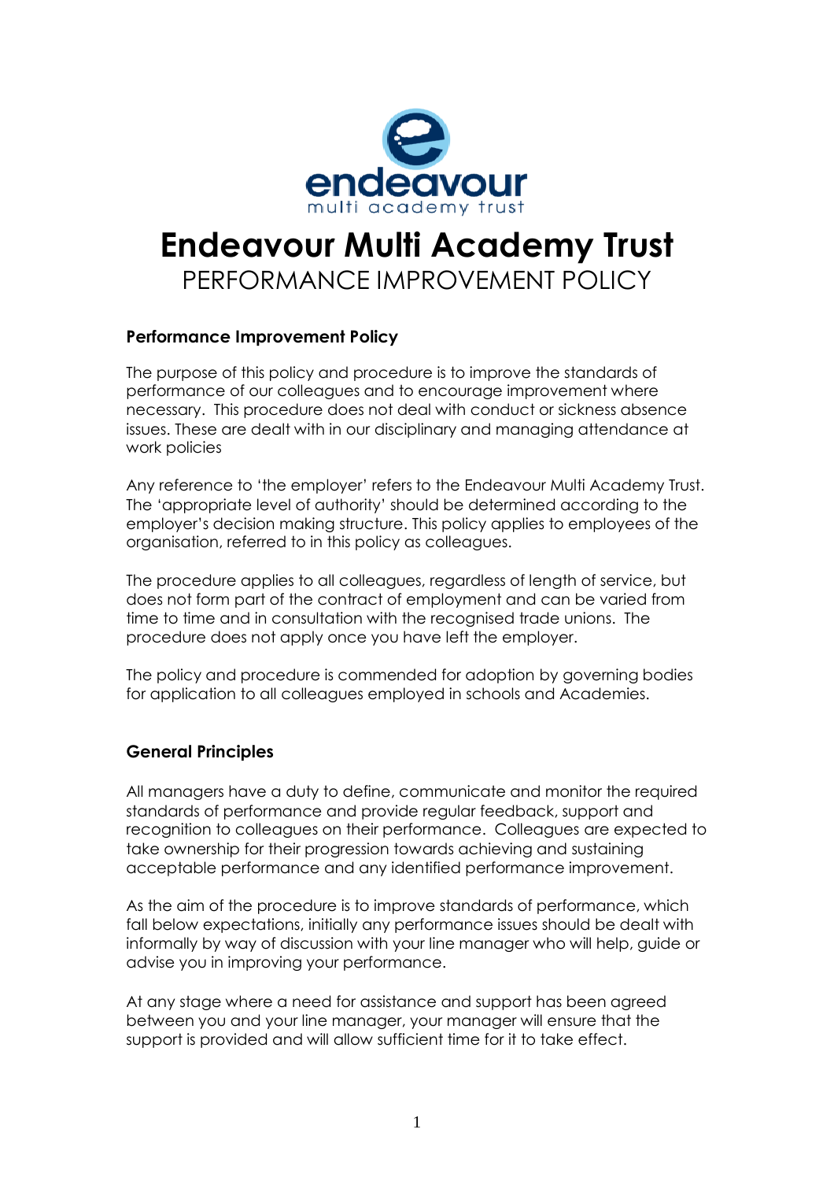# Endeavour Multi Academy Trust

PERFORMANCE IMPROVEMENT POLICY

### Performance Improvement Policy

The purpose of this policy and procedure is to improve the standards of performance of our colleagues and to encourage improvement where necessary. This procedure does not deal with conduct or sickness absence issues. These are dealt with in our disciplinary and managing attendance at work policies

Any reference to 'the employer' refers to the Endeavour Multi Academy Trust. The 'appropriate level of authority' should be determined according to the employer's decision making structure. This policy applies to employees of the organisation, referred to in this policy as colleagues.

The procedure applies to all colleagues, regardless of length of service, but does not form part of the contract of employment and can be varied from time to time and in consultation with the recognised trade unions. The procedure does not apply once you have left the employer.

The policy and procedure is commended for adoption by governing bodies for application to all colleagues employed in schools and Academies.

### General Principles

All managers have a duty to define, communicate and monitor the required standards of performance and provide regular feedback, support and recognition to colleagues on their performance. Colleagues are expected to take ownership for their progression towards achieving and sustaining acceptable performance and any identified performance improvement.

As the aim of the procedure is to improve standards of performance, which fall below expectations, initially any performance issues should be dealt with informally by way of discussion with your line manager who will help, guide or advise you in improving your performance.

At any stage where a need for assistance and support has been agreed between you and your line manager, your manager will ensure that the support is provided and will allow sufficient time for it to take effect.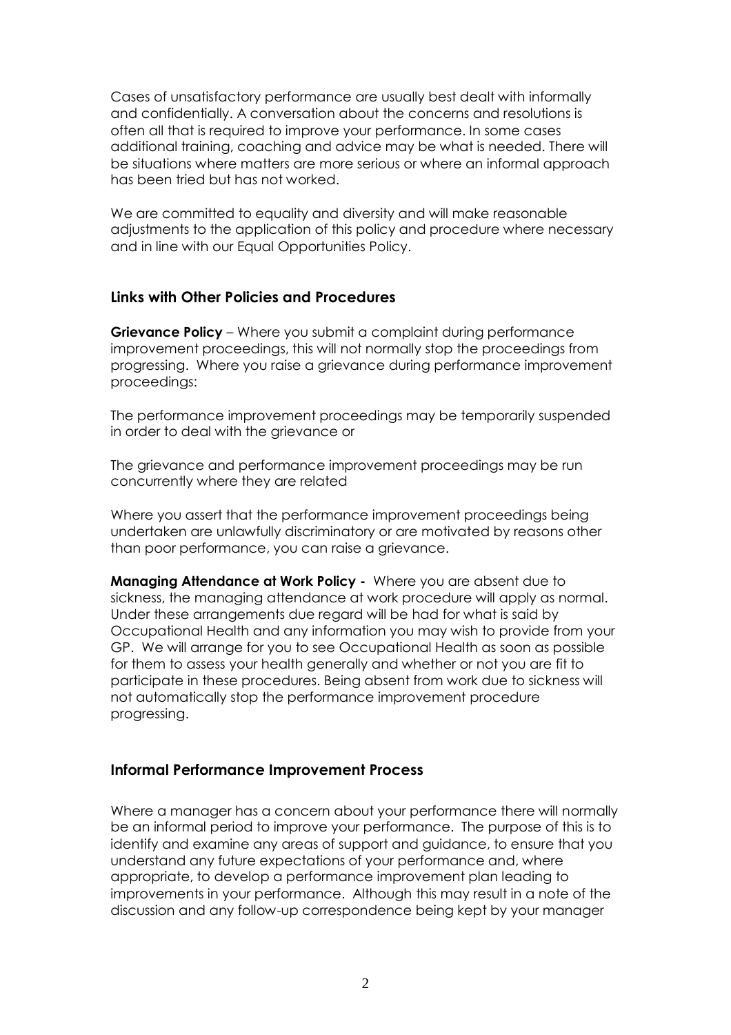Cases of unsatisfactory performance are usually best dealt with informally and confidentially. A conversation about the concerns and resolutions is often all that is required to improve your performance. In some cases additional training, coaching and advice may be what is needed. There will be situations where matters are more serious or where an informal approach has been tried but has not worked.

We are committed to equality and diversity and will make reasonable adjustments to the application of this policy and procedure where necessary and in line with our Equal Opportunities Policy.

### Links with Other Policies and Procedures

**Grievance Policy** – Where you submit a complaint during performance improvement proceedings, this will not normally stop the proceedings from progressing. Where you raise a grievance during performance improvement proceedings:

The performance improvement proceedings may be temporarily suspended in order to deal with the grievance or

The grievance and performance improvement proceedings may be run concurrently where they are related

Where you assert that the performance improvement proceedings being undertaken are unlawfully discriminatory or are motivated by reasons other than poor performance, you can raise a grievance.

**Managing Attendance at Work Policy -** Where you are absent due to sickness, the managing attendance at work procedure will apply as normal. Under these arrangements due regard will be had for what is said by Occupational Health and any information you may wish to provide from your GP. We will arrange for you to see Occupational Health as soon as possible for them to assess your health generally and whether or not you are fit to participate in these procedures. Being absent from work due to sickness will not automatically stop the performance improvement procedure progressing.

### Informal Performance Improvement Process

Where a manager has a concern about your performance there will normally be an informal period to improve your performance. The purpose of this is to identify and examine any areas of support and guidance, to ensure that you understand any future expectations of your performance and, where appropriate, to develop a performance improvement plan leading to improvements in your performance. Although this may result in a note of the discussion and any follow-up correspondence being kept by your manager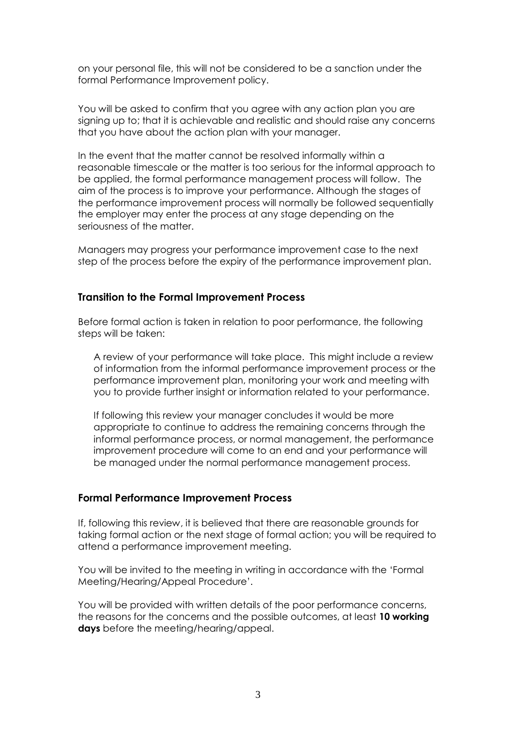on your personal file, this will not be considered to be a sanction under the formal Performance Improvement policy.

You will be asked to confirm that you agree with any action plan you are signing up to; that it is achievable and realistic and should raise any concerns that you have about the action plan with your manager.

In the event that the matter cannot be resolved informally within a reasonable timescale or the matter is too serious for the informal approach to be applied, the formal performance management process will follow. The aim of the process is to improve your performance. Although the stages of the performance improvement process will normally be followed sequentially the employer may enter the process at any stage depending on the seriousness of the matter.

Managers may progress your performance improvement case to the next step of the process before the expiry of the performance improvement plan.

### Transition to the Formal Improvement Process

Before formal action is taken in relation to poor performance, the following steps will be taken:

A review of your performance will take place. This might include a review of information from the informal performance improvement process or the performance improvement plan, monitoring your work and meeting with you to provide further insight or information related to your performance.

If following this review your manager concludes it would be more appropriate to continue to address the remaining concerns through the informal performance process, or normal management, the performance improvement procedure will come to an end and your performance will be managed under the normal performance management process.

### Formal Performance Improvement Process

If, following this review, it is believed that there are reasonable grounds for taking formal action or the next stage of formal action; you will be required to attend a performance improvement meeting.

You will be invited to the meeting in writing in accordance with the 'Formal Meeting/Hearing/Appeal Procedure'.

You will be provided with written details of the poor performance concerns, the reasons for the concerns and the possible outcomes, at least **10 working days** before the meeting/hearing/appeal.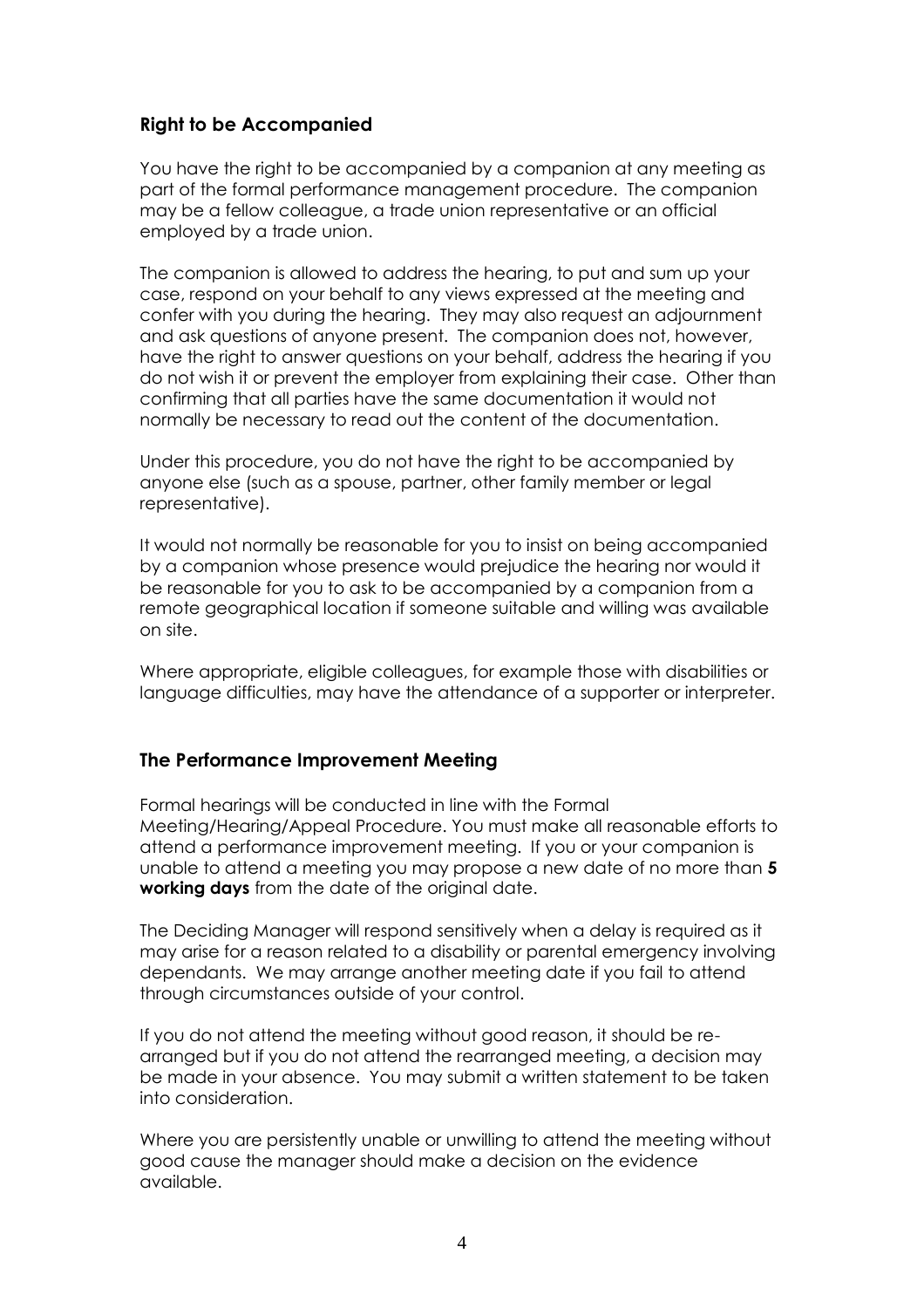### Right to be Accompanied

You have the right to be accompanied by a companion at any meeting as part of the formal performance management procedure. The companion may be a fellow colleague, a trade union representative or an official employed by a trade union.

The companion is allowed to address the hearing, to put and sum up your case, respond on your behalf to any views expressed at the meeting and confer with you during the hearing. They may also request an adjournment and ask questions of anyone present. The companion does not, however, have the right to answer questions on your behalf, address the hearing if you do not wish it or prevent the employer from explaining their case. Other than confirming that all parties have the same documentation it would not normally be necessary to read out the content of the documentation.

Under this procedure, you do not have the right to be accompanied by anyone else (such as a spouse, partner, other family member or legal representative).

It would not normally be reasonable for you to insist on being accompanied by a companion whose presence would prejudice the hearing nor would it be reasonable for you to ask to be accompanied by a companion from a remote geographical location if someone suitable and willing was available on site.

Where appropriate, eligible colleagues, for example those with disabilities or language difficulties, may have the attendance of a supporter or interpreter.

### The Performance Improvement Meeting

Formal hearings will be conducted in line with the Formal Meeting/Hearing/Appeal Procedure. You must make all reasonable efforts to attend a performance improvement meeting. If you or your companion is unable to attend a meeting you may propose a new date of no more than **5 working days** from the date of the original date.

The Deciding Manager will respond sensitively when a delay is required as it may arise for a reason related to a disability or parental emergency involving dependants. We may arrange another meeting date if you fail to attend through circumstances outside of your control.

If you do not attend the meeting without good reason, it should be re-arranged but if you do not attend the rearranged meeting, a decision may be made in your absence. You may submit a written statement to be taken into consideration.

Where you are persistently unable or unwilling to attend the meeting without good cause the manager should make a decision on the evidence available.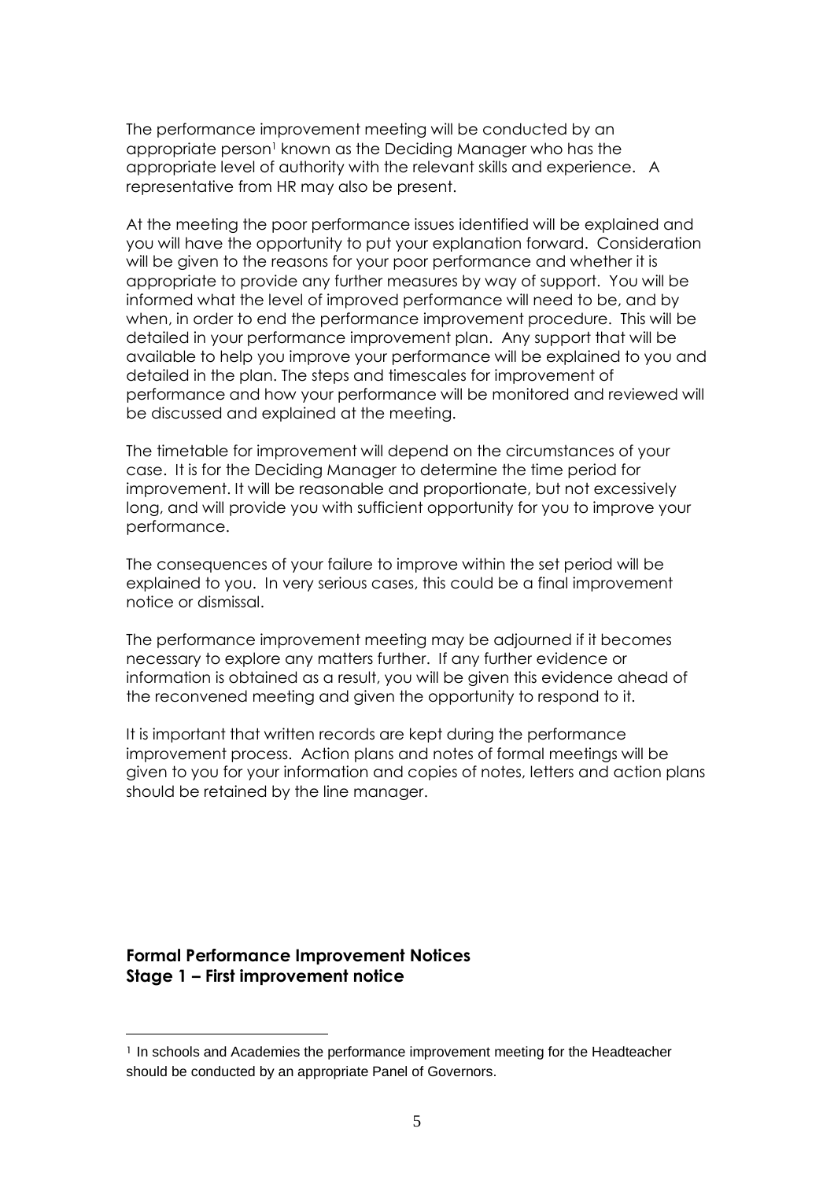The performance improvement meeting will be conducted by an appropriate person[1] known as the Deciding Manager who has the appropriate level of authority with the relevant skills and experience. A representative from HR may also be present.

At the meeting the poor performance issues identified will be explained and you will have the opportunity to put your explanation forward. Consideration will be given to the reasons for your poor performance and whether it is appropriate to provide any further measures by way of support. You will be informed what the level of improved performance will need to be, and by when, in order to end the performance improvement procedure. This will be detailed in your performance improvement plan. Any support that will be available to help you improve your performance will be explained to you and detailed in the plan. The steps and timescales for improvement of performance and how your performance will be monitored and reviewed will be discussed and explained at the meeting.

The timetable for improvement will depend on the circumstances of your case. It is for the Deciding Manager to determine the time period for improvement. It will be reasonable and proportionate, but not excessively long, and will provide you with sufficient opportunity for you to improve your performance.

The consequences of your failure to improve within the set period will be explained to you. In very serious cases, this could be a final improvement notice or dismissal.

The performance improvement meeting may be adjourned if it becomes necessary to explore any matters further. If any further evidence or information is obtained as a result, you will be given this evidence ahead of the reconvened meeting and given the opportunity to respond to it.

It is important that written records are kept during the performance improvement process. Action plans and notes of formal meetings will be given to you for your information and copies of notes, letters and action plans should be retained by the line manager.

**Formal Performance Improvement Notices**
**Stage 1 – First improvement notice**

[1] In schools and Academies the performance improvement meeting for the Headteacher should be conducted by an appropriate Panel of Governors.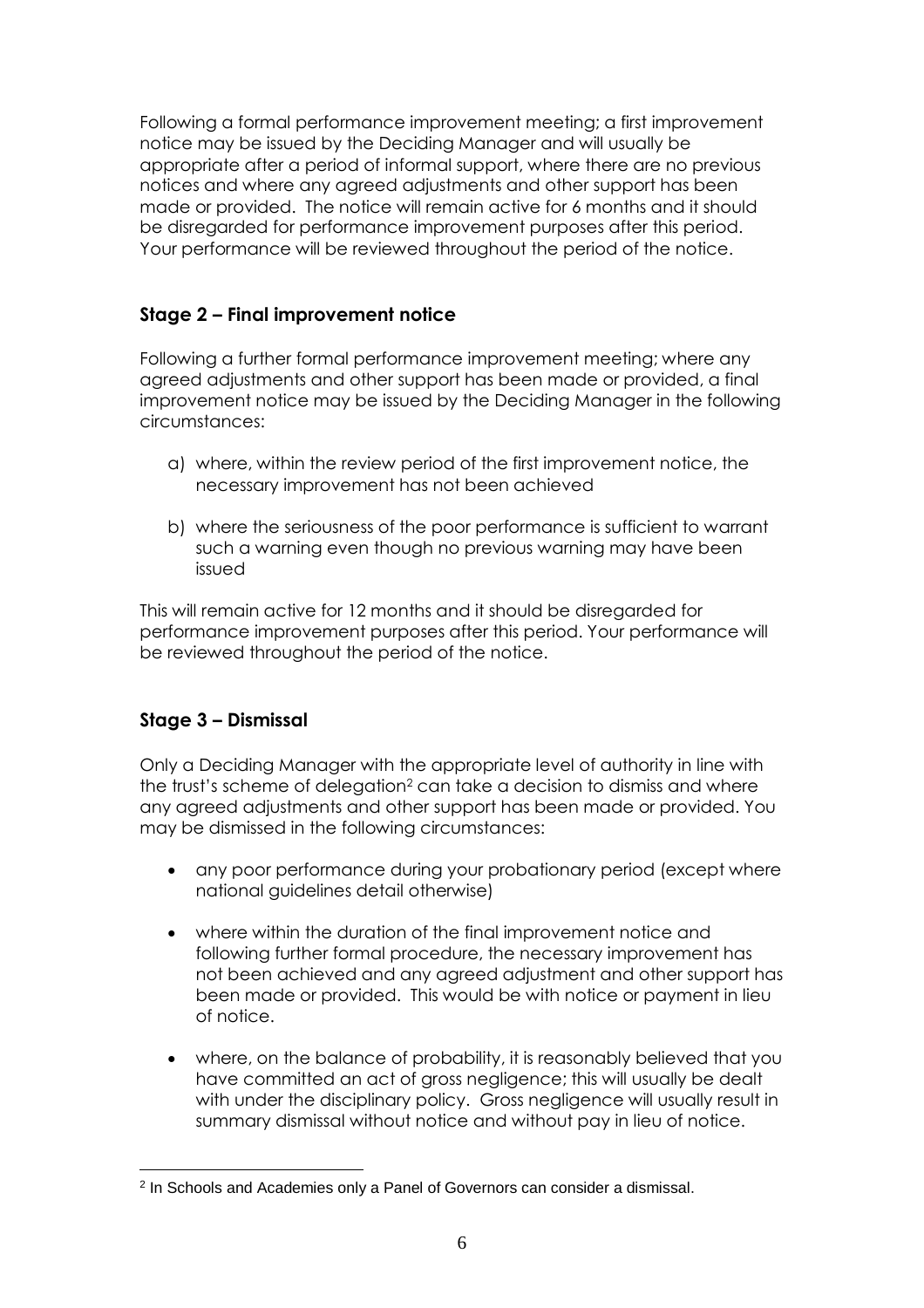Following a formal performance improvement meeting; a first improvement notice may be issued by the Deciding Manager and will usually be appropriate after a period of informal support, where there are no previous notices and where any agreed adjustments and other support has been made or provided. The notice will remain active for 6 months and it should be disregarded for performance improvement purposes after this period. Your performance will be reviewed throughout the period of the notice.

### Stage 2 – Final improvement notice

Following a further formal performance improvement meeting; where any agreed adjustments and other support has been made or provided, a final improvement notice may be issued by the Deciding Manager in the following circumstances:

a) where, within the review period of the first improvement notice, the necessary improvement has not been achieved

b) where the seriousness of the poor performance is sufficient to warrant such a warning even though no previous warning may have been issued

This will remain active for 12 months and it should be disregarded for performance improvement purposes after this period. Your performance will be reviewed throughout the period of the notice.

### Stage 3 – Dismissal

Only a Deciding Manager with the appropriate level of authority in line with the trust's scheme of delegation[2] can take a decision to dismiss and where any agreed adjustments and other support has been made or provided. You may be dismissed in the following circumstances:

- any poor performance during your probationary period (except where national guidelines detail otherwise)
- where within the duration of the final improvement notice and following further formal procedure, the necessary improvement has not been achieved and any agreed adjustment and other support has been made or provided. This would be with notice or payment in lieu of notice.
- where, on the balance of probability, it is reasonably believed that you have committed an act of gross negligence; this will usually be dealt with under the disciplinary policy. Gross negligence will usually result in summary dismissal without notice and without pay in lieu of notice.

[2] In Schools and Academies only a Panel of Governors can consider a dismissal.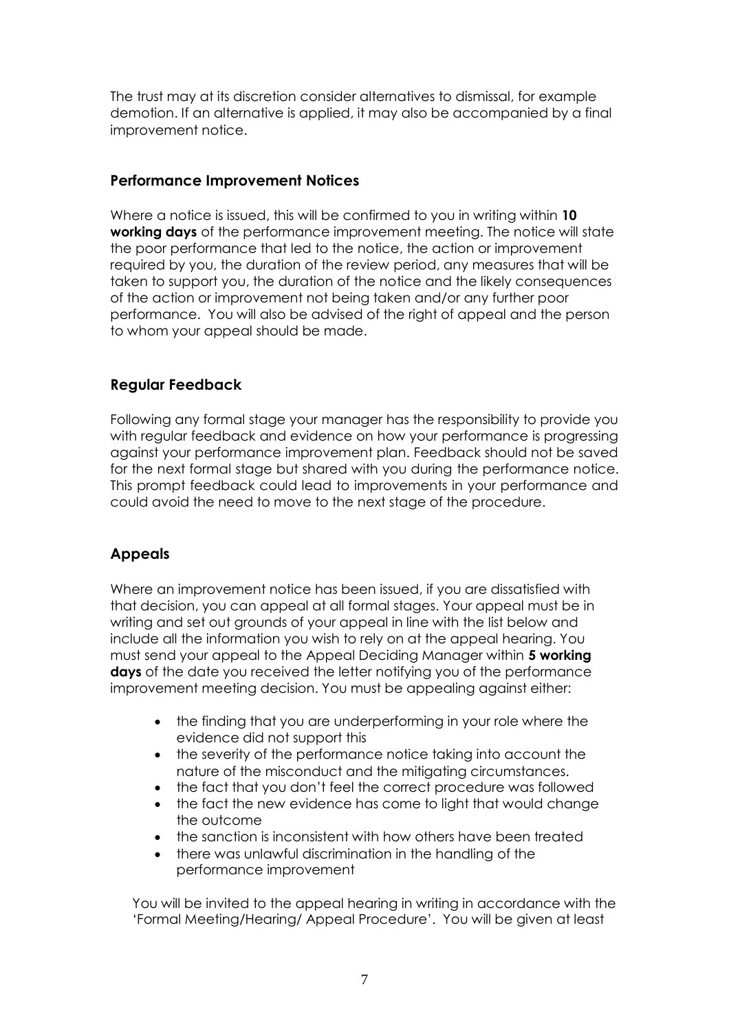The trust may at its discretion consider alternatives to dismissal, for example demotion. If an alternative is applied, it may also be accompanied by a final improvement notice.

### Performance Improvement Notices

Where a notice is issued, this will be confirmed to you in writing within **10 working days** of the performance improvement meeting. The notice will state the poor performance that led to the notice, the action or improvement required by you, the duration of the review period, any measures that will be taken to support you, the duration of the notice and the likely consequences of the action or improvement not being taken and/or any further poor performance. You will also be advised of the right of appeal and the person to whom your appeal should be made.

### Regular Feedback

Following any formal stage your manager has the responsibility to provide you with regular feedback and evidence on how your performance is progressing against your performance improvement plan. Feedback should not be saved for the next formal stage but shared with you during the performance notice. This prompt feedback could lead to improvements in your performance and could avoid the need to move to the next stage of the procedure.

### Appeals

Where an improvement notice has been issued, if you are dissatisfied with that decision, you can appeal at all formal stages. Your appeal must be in writing and set out grounds of your appeal in line with the list below and include all the information you wish to rely on at the appeal hearing. You must send your appeal to the Appeal Deciding Manager within **5 working days** of the date you received the letter notifying you of the performance improvement meeting decision. You must be appealing against either:

- the finding that you are underperforming in your role where the evidence did not support this
- the severity of the performance notice taking into account the nature of the misconduct and the mitigating circumstances.
- the fact that you don't feel the correct procedure was followed
- the fact the new evidence has come to light that would change the outcome
- the sanction is inconsistent with how others have been treated
- there was unlawful discrimination in the handling of the performance improvement

You will be invited to the appeal hearing in writing in accordance with the 'Formal Meeting/Hearing/ Appeal Procedure'. You will be given at least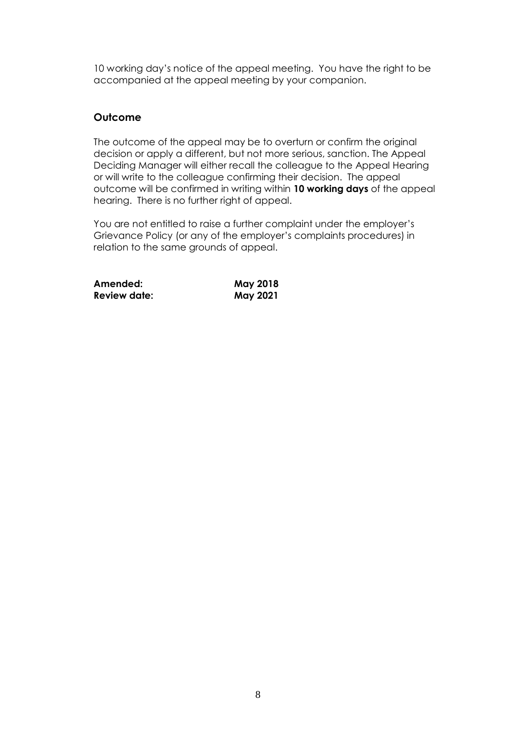10 working day's notice of the appeal meeting. You have the right to be accompanied at the appeal meeting by your companion.

### Outcome

The outcome of the appeal may be to overturn or confirm the original decision or apply a different, but not more serious, sanction. The Appeal Deciding Manager will either recall the colleague to the Appeal Hearing or will write to the colleague confirming their decision. The appeal outcome will be confirmed in writing within **10 working days** of the appeal hearing. There is no further right of appeal.

You are not entitled to raise a further complaint under the employer's Grievance Policy (or any of the employer's complaints procedures) in relation to the same grounds of appeal.

| | |
|---|---|
| **Amended:** | **May 2018** |
| **Review date:** | **May 2021** |